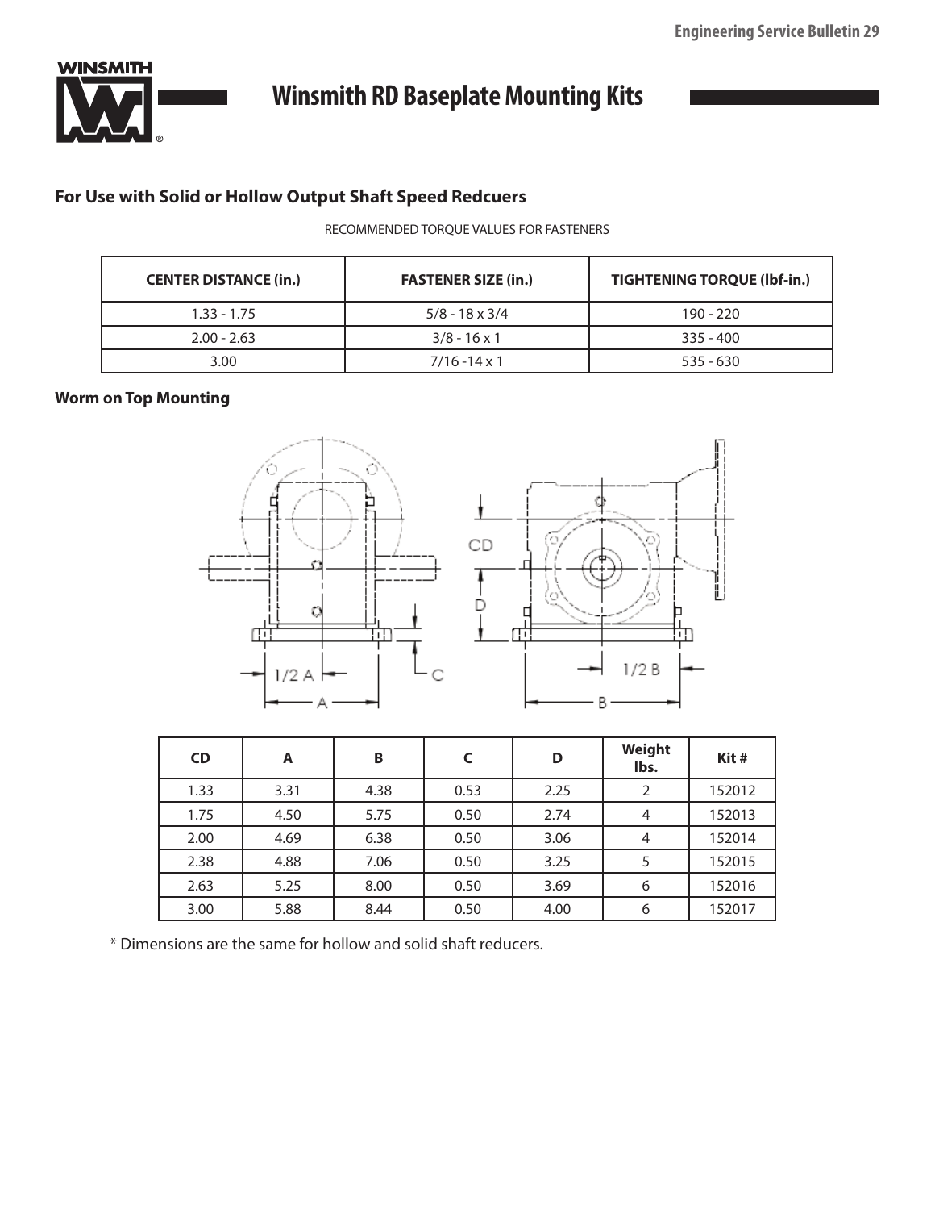# Winsmith RD Baseplate Mounting Kits

## For Use with Solid or Hollow Output Shaft Speed Redcuers

RECOMMENDED TORQUE VALUES FOR FASTENERS

| CENTER DISTANCE (in.) | FASTENER SIZE (in.) | TIGHTENING TORQUE (lbf-in.) |
|---|---|---|
| 1.33 - 1.75 | 5/8 - 18 x 3/4 | 190 - 220 |
| 2.00 - 2.63 | 3/8 - 16 x 1 | 335 - 400 |
| 3.00 | 7/16 -14 x 1 | 535 - 630 |

### Worm on Top Mounting

| CD | A | B | C | D | Weight lbs. | Kit # |
|---|---|---|---|---|---|---|
| 1.33 | 3.31 | 4.38 | 0.53 | 2.25 | 2 | 152012 |
| 1.75 | 4.50 | 5.75 | 0.50 | 2.74 | 4 | 152013 |
| 2.00 | 4.69 | 6.38 | 0.50 | 3.06 | 4 | 152014 |
| 2.38 | 4.88 | 7.06 | 0.50 | 3.25 | 5 | 152015 |
| 2.63 | 5.25 | 8.00 | 0.50 | 3.69 | 6 | 152016 |
| 3.00 | 5.88 | 8.44 | 0.50 | 4.00 | 6 | 152017 |

* Dimensions are the same for hollow and solid shaft reducers.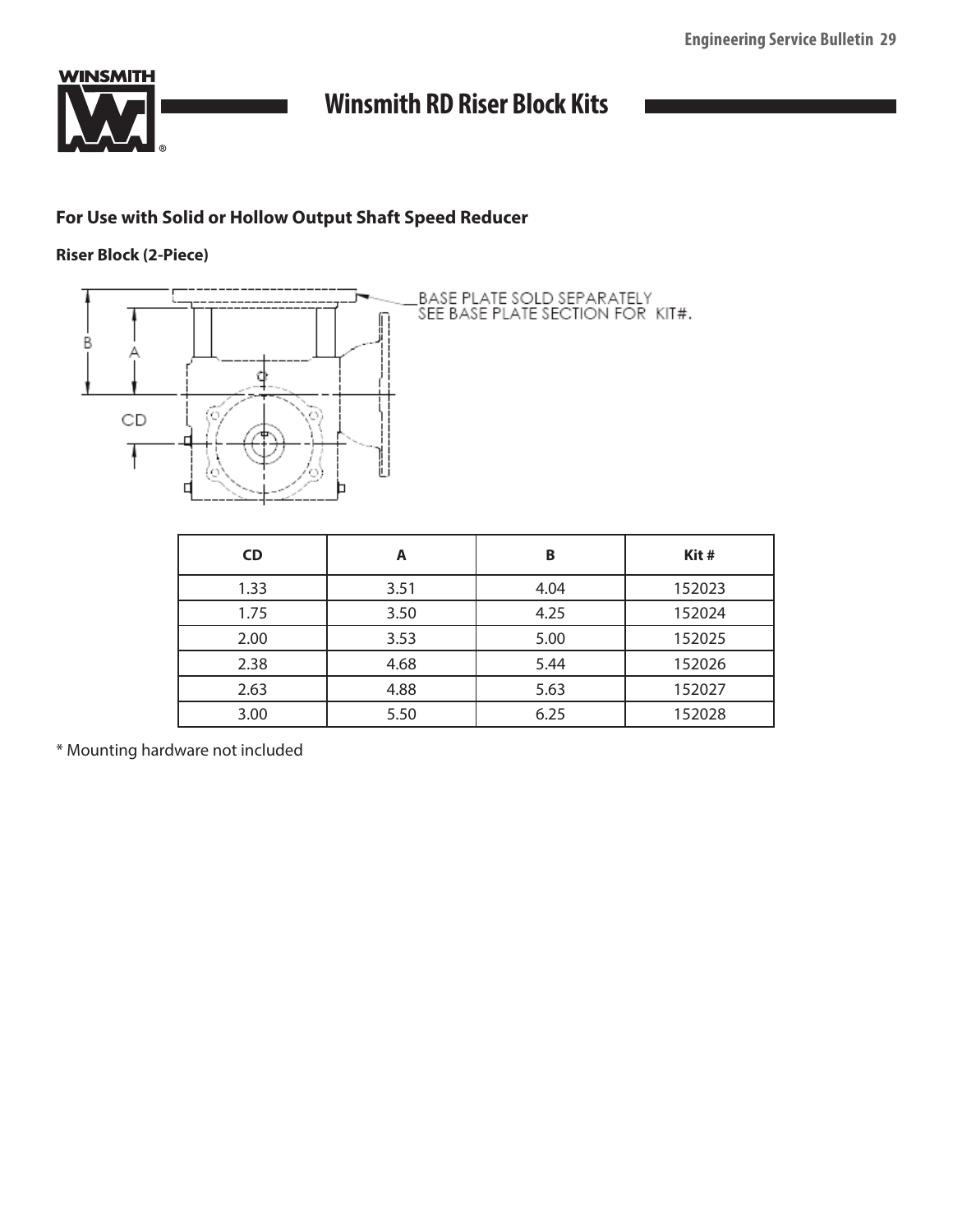# Winsmith RD Riser Block Kits

### For Use with Solid or Hollow Output Shaft Speed Reducer

**Riser Block (2-Piece)**

BASE PLATE SOLD SEPARATELY
SEE BASE PLATE SECTION FOR KIT#.

| CD | A | B | Kit # |
|---|---|---|---|
| 1.33 | 3.51 | 4.04 | 152023 |
| 1.75 | 3.50 | 4.25 | 152024 |
| 2.00 | 3.53 | 5.00 | 152025 |
| 2.38 | 4.68 | 5.44 | 152026 |
| 2.63 | 4.88 | 5.63 | 152027 |
| 3.00 | 5.50 | 6.25 | 152028 |

* Mounting hardware not included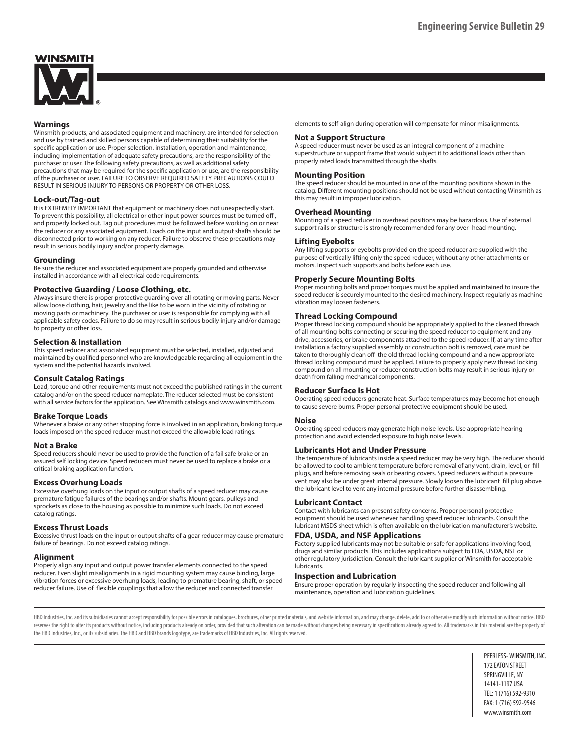# Engineering Service Bulletin 29

WINSMITH

### Warnings

Winsmith products, and associated equipment and machinery, are intended for selection and use by trained and skilled persons capable of determining their suitability for the specific application or use. Proper selection, installation, operation and maintenance, including implementation of adequate safety precautions, are the responsibility of the purchaser or user. The following safety precautions, as well as additional safety precautions that may be required for the specific application or use, are the responsibility of the purchaser or user. FAILURE TO OBSERVE REQUIRED SAFETY PRECAUTIONS COULD RESULT IN SERIOUS INJURY TO PERSONS OR PROPERTY OR OTHER LOSS.

### Lock-out/Tag-out

It is EXTREMELY IMPORTANT that equipment or machinery does not unexpectedly start. To prevent this possibility, all electrical or other input power sources must be turned off , and properly locked out. Tag out procedures must be followed before working on or near the reducer or any associated equipment. Loads on the input and output shafts should be disconnected prior to working on any reducer. Failure to observe these precautions may result in serious bodily injury and/or property damage.

### Grounding

Be sure the reducer and associated equipment are properly grounded and otherwise installed in accordance with all electrical code requirements.

### Protective Guarding / Loose Clothing, etc.

Always insure there is proper protective guarding over all rotating or moving parts. Never allow loose clothing, hair, jewelry and the like to be worn in the vicinity of rotating or moving parts or machinery. The purchaser or user is responsible for complying with all applicable safety codes. Failure to do so may result in serious bodily injury and/or damage to property or other loss.

### Selection & Installation

This speed reducer and associated equipment must be selected, installed, adjusted and maintained by qualified personnel who are knowledgeable regarding all equipment in the system and the potential hazards involved.

### Consult Catalog Ratings

Load, torque and other requirements must not exceed the published ratings in the current catalog and/or on the speed reducer nameplate. The reducer selected must be consistent with all service factors for the application. See Winsmith catalogs and www.winsmith.com.

### Brake Torque Loads

Whenever a brake or any other stopping force is involved in an application, braking torque loads imposed on the speed reducer must not exceed the allowable load ratings.

### Not a Brake

Speed reducers should never be used to provide the function of a fail safe brake or an assured self locking device. Speed reducers must never be used to replace a brake or a critical braking application function.

### Excess Overhung Loads

Excessive overhung loads on the input or output shafts of a speed reducer may cause premature fatigue failures of the bearings and/or shafts. Mount gears, pulleys and sprockets as close to the housing as possible to minimize such loads. Do not exceed catalog ratings.

### Excess Thrust Loads

Excessive thrust loads on the input or output shafts of a gear reducer may cause premature failure of bearings. Do not exceed catalog ratings.

### Alignment

Properly align any input and output power transfer elements connected to the speed reducer. Even slight misalignments in a rigid mounting system may cause binding, large vibration forces or excessive overhung loads, leading to premature bearing, shaft, or speed reducer failure. Use of flexible couplings that allow the reducer and connected transfer elements to self-align during operation will compensate for minor misalignments.

### Not a Support Structure

A speed reducer must never be used as an integral component of a machine superstructure or support frame that would subject it to additional loads other than properly rated loads transmitted through the shafts.

### Mounting Position

The speed reducer should be mounted in one of the mounting positions shown in the catalog. Different mounting positions should not be used without contacting Winsmith as this may result in improper lubrication.

### Overhead Mounting

Mounting of a speed reducer in overhead positions may be hazardous. Use of external support rails or structure is strongly recommended for any over- head mounting.

### Lifting Eyebolts

Any lifting supports or eyebolts provided on the speed reducer are supplied with the purpose of vertically lifting only the speed reducer, without any other attachments or motors. Inspect such supports and bolts before each use.

### Properly Secure Mounting Bolts

Proper mounting bolts and proper torques must be applied and maintained to insure the speed reducer is securely mounted to the desired machinery. Inspect regularly as machine vibration may loosen fasteners.

### Thread Locking Compound

Proper thread locking compound should be appropriately applied to the cleaned threads of all mounting bolts connecting or securing the speed reducer to equipment and any drive, accessories, or brake components attached to the speed reducer. If, at any time after installation a factory supplied assembly or construction bolt is removed, care must be taken to thoroughly clean off the old thread locking compound and a new appropriate thread locking compound must be applied. Failure to properly apply new thread locking compound on all mounting or reducer construction bolts may result in serious injury or death from falling mechanical components.

### Reducer Surface Is Hot

Operating speed reducers generate heat. Surface temperatures may become hot enough to cause severe burns. Proper personal protective equipment should be used.

### Noise

Operating speed reducers may generate high noise levels. Use appropriate hearing protection and avoid extended exposure to high noise levels.

### Lubricants Hot and Under Pressure

The temperature of lubricants inside a speed reducer may be very high. The reducer should be allowed to cool to ambient temperature before removal of any vent, drain, level, or fill plugs, and before removing seals or bearing covers. Speed reducers without a pressure vent may also be under great internal pressure. Slowly loosen the lubricant fill plug above the lubricant level to vent any internal pressure before further disassembling.

### Lubricant Contact

Contact with lubricants can present safety concerns. Proper personal protective equipment should be used whenever handling speed reducer lubricants. Consult the lubricant MSDS sheet which is often available on the lubrication manufacturer's website.

### FDA, USDA, and NSF Applications

Factory supplied lubricants may not be suitable or safe for applications involving food, drugs and similar products. This includes applications subject to FDA, USDA, NSF or other regulatory jurisdiction. Consult the lubricant supplier or Winsmith for acceptable lubricants.

### Inspection and Lubrication

Ensure proper operation by regularly inspecting the speed reducer and following all maintenance, operation and lubrication guidelines.

HBD Industries, Inc. and its subsidiaries cannot accept responsibility for possible errors in catalogues, brochures, other printed materials, and website information, and may change, delete, add to or otherwise modify such information without notice. HBD reserves the right to alter its products without notice, including products already on order, provided that such alteration can be made without changes being necessary in specifications already agreed to. All trademarks in this material are the property of the HBD Industries, Inc., or its subsidiaries. The HBD and HBD brands logotype, are trademarks of HBD Industries, Inc. All rights reserved.

PEERLESS- WINSMITH, INC.
172 EATON STREET
SPRINGVILLE, NY
14141-1197 USA
TEL: 1 (716) 592-9310
FAX: 1 (716) 592-9546
www.winsmith.com